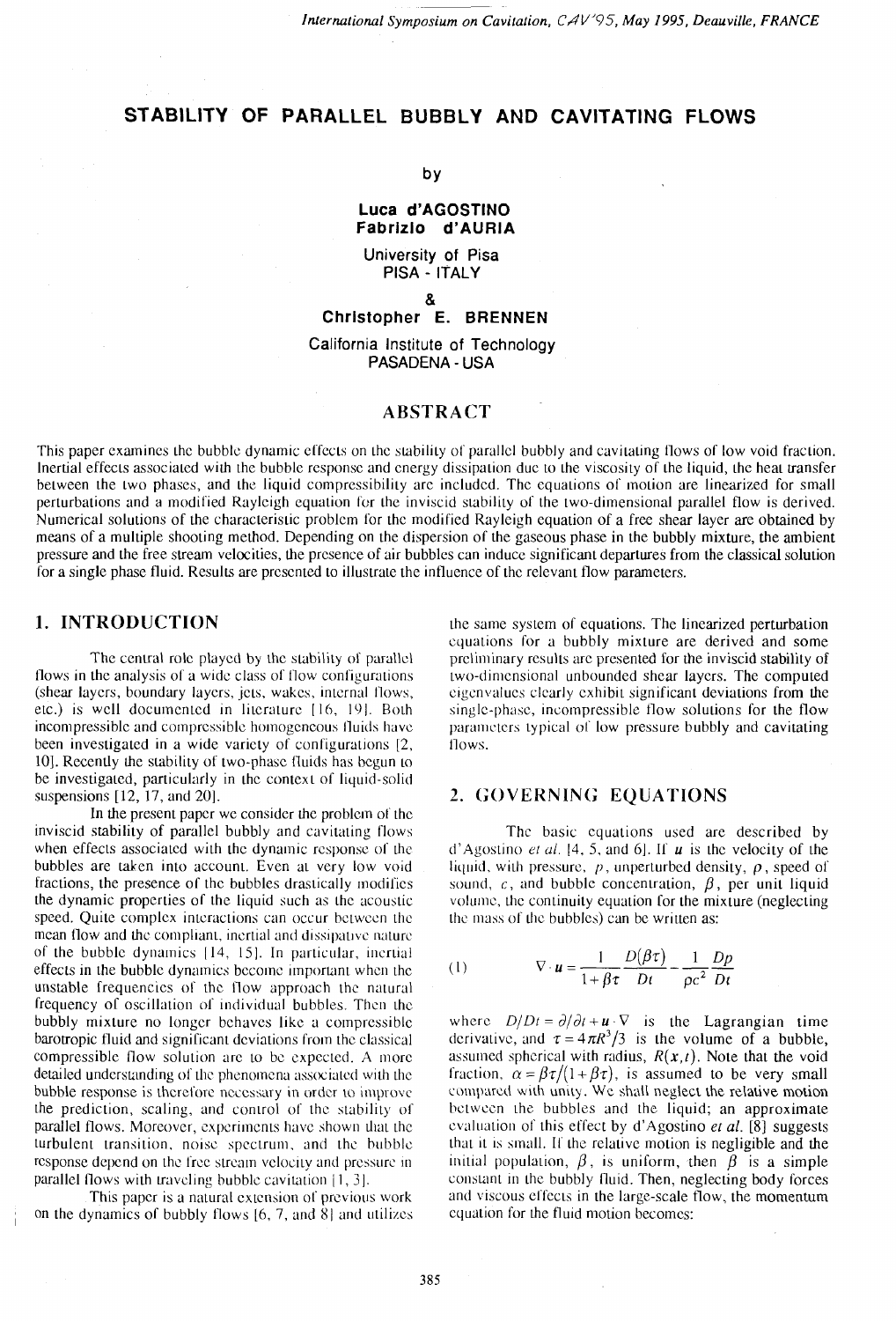# STABILITY OF PARALLEL BUBBLY AND CAVITATING FLOWS

by

**Luca d'AGOSTINO**
**Fabrizio d'AURIA**

University of Pisa
PISA - ITALY

&

**Christopher E. BRENNEN**

California Institute of Technology
PASADENA - USA

## ABSTRACT

This paper examines the bubble dynamic effects on the stability of parallel bubbly and cavitating flows of low void fraction. Inertial effects associated with the bubble response and energy dissipation due to the viscosity of the liquid, the heat transfer between the two phases, and the liquid compressibility are included. The equations of motion are linearized for small perturbations and a modified Rayleigh equation for the inviscid stability of the two-dimensional parallel flow is derived. Numerical solutions of the characteristic problem for the modified Rayleigh equation of a free shear layer are obtained by means of a multiple shooting method. Depending on the dispersion of the gaseous phase in the bubbly mixture, the ambient pressure and the free stream velocities, the presence of air bubbles can induce significant departures from the classical solution for a single phase fluid. Results are presented to illustrate the influence of the relevant flow parameters.

## 1. INTRODUCTION

The central role played by the stability of parallel flows in the analysis of a wide class of flow configurations (shear layers, boundary layers, jets, wakes, internal flows, etc.) is well documented in literature [16, 19]. Both incompressible and compressible homogeneous fluids have been investigated in a wide variety of configurations [2, 10]. Recently the stability of two-phase fluids has begun to be investigated, particularly in the context of liquid-solid suspensions [12, 17, and 20].

In the present paper we consider the problem of the inviscid stability of parallel bubbly and cavitating flows when effects associated with the dynamic response of the bubbles are taken into account. Even at very low void fractions, the presence of the bubbles drastically modifies the dynamic properties of the liquid such as the acoustic speed. Quite complex interactions can occur between the mean flow and the compliant, inertial and dissipative nature of the bubble dynamics [14, 15]. In particular, inertial effects in the bubble dynamics become important when the unstable frequencies of the flow approach the natural frequency of oscillation of individual bubbles. Then the bubbly mixture no longer behaves like a compressible barotropic fluid and significant deviations from the classical compressible flow solution are to be expected. A more detailed understanding of the phenomena associated with the bubble response is therefore necessary in order to improve the prediction, scaling, and control of the stability of parallel flows. Moreover, experiments have shown that the turbulent transition, noise spectrum, and the bubble response depend on the free stream velocity and pressure in parallel flows with traveling bubble cavitation [1, 3].

This paper is a natural extension of previous work on the dynamics of bubbly flows [6, 7, and 8] and utilizes the same system of equations. The linearized perturbation equations for a bubbly mixture are derived and some preliminary results are presented for the inviscid stability of two-dimensional unbounded shear layers. The computed eigenvalues clearly exhibit significant deviations from the single-phase, incompressible flow solutions for the flow parameters typical of low pressure bubbly and cavitating flows.

## 2. GOVERNING EQUATIONS

The basic equations used are described by d'Agostino *et al.* [4, 5, and 6]. If $\boldsymbol{u}$ is the velocity of the liquid, with pressure, $p$, unperturbed density, $\rho$, speed of sound, $c$, and bubble concentration, $\beta$, per unit liquid volume, the continuity equation for the mixture (neglecting the mass of the bubbles) can be written as:

$$\text{(1)} \qquad \nabla \cdot \boldsymbol{u} = \frac{1}{1+\beta\tau}\frac{D(\beta\tau)}{Dt} - \frac{1}{\rho c^2}\frac{Dp}{Dt}$$

where $D/Dt = \partial/\partial t + \boldsymbol{u} \cdot \nabla$ is the Lagrangian time derivative, and $\tau = 4\pi R^3/3$ is the volume of a bubble, assumed spherical with radius, $R(\boldsymbol{x},t)$. Note that the void fraction, $\alpha = \beta\tau/(1+\beta\tau)$, is assumed to be very small compared with unity. We shall neglect the relative motion between the bubbles and the liquid; an approximate evaluation of this effect by d'Agostino *et al.* [8] suggests that it is small. If the relative motion is negligible and the initial population, $\beta$, is uniform, then $\beta$ is a simple constant in the bubbly fluid. Then, neglecting body forces and viscous effects in the large-scale flow, the momentum equation for the fluid motion becomes: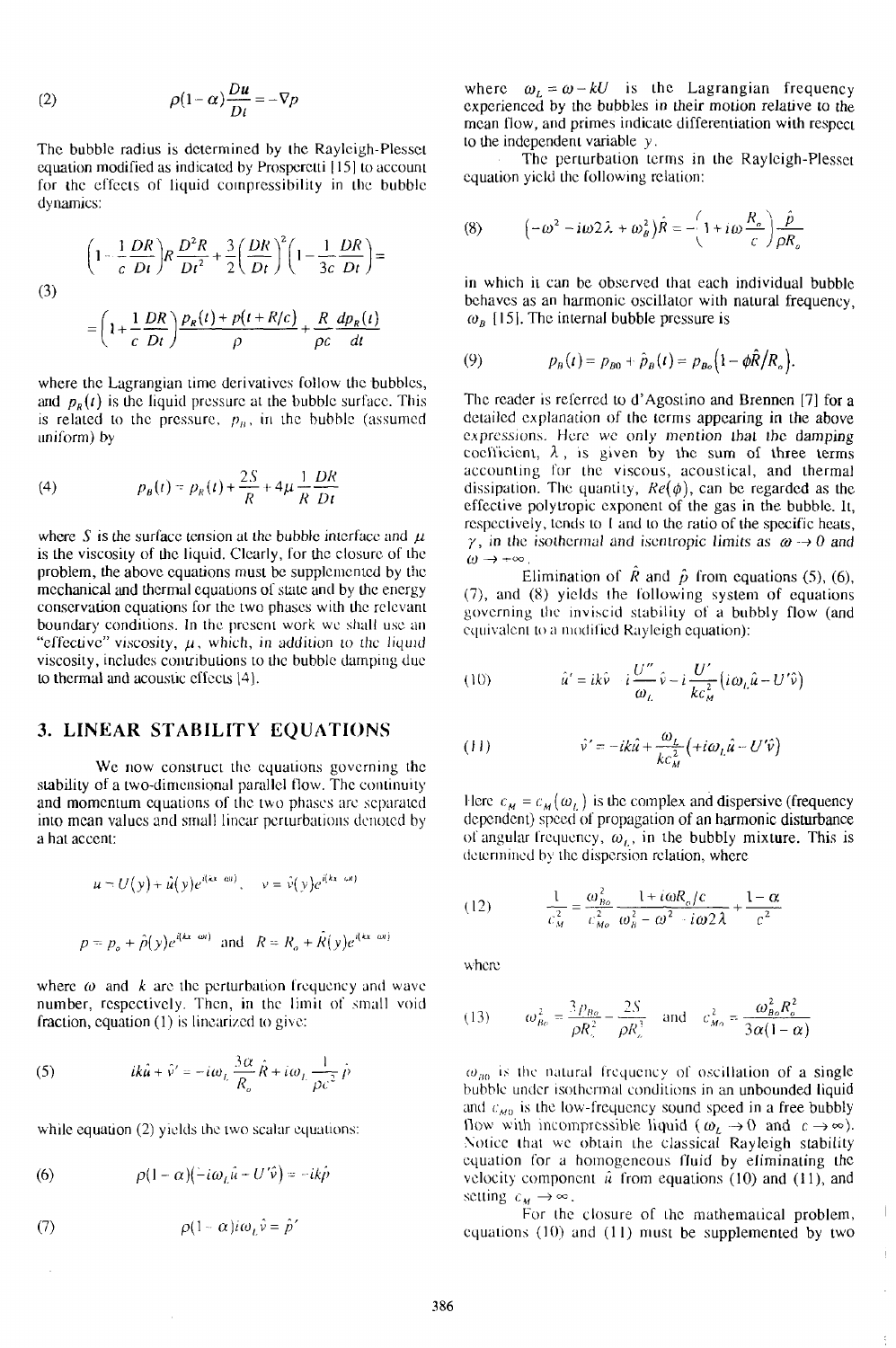$$(2) \qquad \rho(1-\alpha)\frac{D\boldsymbol{u}}{Dt} = -\nabla p$$

The bubble radius is determined by the Rayleigh-Plesset equation modified as indicated by Prosperetti [15] to account for the effects of liquid compressibility in the bubble dynamics:

$$(3) \qquad \left(1-\frac{1}{c}\frac{DR}{Dt}\right)R\frac{D^2R}{Dt^2}+\frac{3}{2}\left(\frac{DR}{Dt}\right)^2\left(1-\frac{1}{3c}\frac{DR}{Dt}\right)= \\ =\left(1+\frac{1}{c}\frac{DR}{Dt}\right)\frac{p_R(t)+p(t+R/c)}{\rho}+\frac{R}{\rho c}\frac{dp_R(t)}{dt}$$

where the Lagrangian time derivatives follow the bubbles, and $p_R(t)$ is the liquid pressure at the bubble surface. This is related to the pressure, $p_B$, in the bubble (assumed uniform) by

$$(4) \qquad p_B(t) = p_R(t) + \frac{2S}{R} + 4\mu\frac{1}{R}\frac{DR}{Dt}$$

where $S$ is the surface tension at the bubble interface and $\mu$ is the viscosity of the liquid. Clearly, for the closure of the problem, the above equations must be supplemented by the mechanical and thermal equations of state and by the energy conservation equations for the two phases with the relevant boundary conditions. In the present work we shall use an "effective" viscosity, $\mu$, which, in addition to the liquid viscosity, includes contributions to the bubble damping due to thermal and acoustic effects [4].

## 3. LINEAR STABILITY EQUATIONS

We now construct the equations governing the stability of a two-dimensional parallel flow. The continuity and momentum equations of the two phases are separated into mean values and small linear perturbations denoted by a hat accent:

$$u = U(y) + \hat{u}(y)e^{i(kx-\omega t)}, \qquad v = \hat{v}(y)e^{i(kx-\omega t)}$$

$$p = p_o + \hat{p}(y)e^{i(kx-\omega t)} \text{ and } R = R_o + \hat{R}(y)e^{i(kx-\omega t)}$$

where $\omega$ and $k$ are the perturbation frequency and wave number, respectively. Then, in the limit of small void fraction, equation (1) is linearized to give:

$$(5) \qquad ik\hat{u} + \hat{v}' = -i\omega_L\frac{3\alpha}{R_o}\hat{R} + i\omega_L\frac{1}{\rho c^2}\hat{p}$$

while equation (2) yields the two scalar equations:

$$(6) \qquad \rho(1-\alpha)\left(-i\omega_L\hat{u} - U'\hat{v}\right) = -ik\hat{p}$$

$$(7) \qquad \rho(1-\alpha)i\omega_L\hat{v} = \hat{p}'$$

where $\omega_L = \omega - kU$ is the Lagrangian frequency experienced by the bubbles in their motion relative to the mean flow, and primes indicate differentiation with respect to the independent variable $y$.

The perturbation terms in the Rayleigh-Plesset equation yield the following relation:

$$(8) \qquad \left(-\omega^2 - i\omega 2\lambda + \omega_B^2\right)\hat{R} = -\left(1+i\omega\frac{R_o}{c}\right)\frac{\hat{p}}{\rho R_o}$$

in which it can be observed that each individual bubble behaves as an harmonic oscillator with natural frequency, $\omega_B$ [15]. The internal bubble pressure is

$$(9) \qquad p_B(t) = p_{Bo} + \hat{p}_B(t) = p_{Bo}\left(1-\phi\hat{R}/R_o\right).$$

The reader is referred to d'Agostino and Brennen [7] for a detailed explanation of the terms appearing in the above expressions. Here we only mention that the damping coefficient, $\lambda$, is given by the sum of three terms accounting for the viscous, acoustical, and thermal dissipation. The quantity, $Re(\phi)$, can be regarded as the effective polytropic exponent of the gas in the bubble. It, respectively, tends to 1 and to the ratio of the specific heats, $\gamma$, in the isothermal and isentropic limits as $\omega \to 0$ and $\omega \to +\infty$.

Elimination of $\hat{R}$ and $\hat{p}$ from equations (5), (6), (7), and (8) yields the following system of equations governing the inviscid stability of a bubbly flow (and equivalent to a modified Rayleigh equation):

$$(10) \qquad \hat{u}' = ik\hat{v} - i\frac{U''}{\omega_L}\hat{v} - i\frac{U'}{kc_M^2}\left(i\omega_L\hat{u} - U'\hat{v}\right)$$

$$(11) \qquad \hat{v}' = -ik\hat{u} + \frac{\omega_L}{kc_M^2}\left(+i\omega_L\hat{u} - U'\hat{v}\right)$$

Here $c_M = c_M(\omega_L)$ is the complex and dispersive (frequency dependent) speed of propagation of an harmonic disturbance of angular frequency, $\omega_L$, in the bubbly mixture. This is determined by the dispersion relation, where

$$(12) \qquad \frac{1}{c_M^2} = \frac{\omega_{Bo}^2}{c_{Mo}^2}\frac{1+i\omega R_o/c}{\omega_B^2 - \omega^2 - i\omega 2\lambda} + \frac{1-\alpha}{c^2}$$

where

$$(13) \qquad \omega_{Bo}^2 = \frac{3p_{Bo}}{\rho R_o^2} - \frac{2S}{\rho R_o^3} \quad \text{and} \quad c_{Mo}^2 = \frac{\omega_{Bo}^2 R_o^2}{3\alpha(1-\alpha)}$$

$\omega_{Bo}$ is the natural frequency of a single bubble under isothermal conditions in an unbounded liquid and $c_{Mo}$ is the low-frequency sound speed in a free bubbly flow with incompressible liquid ($\omega_L \to 0$ and $c \to \infty$). Notice that we obtain the classical Rayleigh stability equation for a homogeneous fluid by eliminating the velocity component $\hat{u}$ from equations (10) and (11), and setting $c_M \to \infty$.

For the closure of the mathematical problem, equations (10) and (11) must be supplemented by two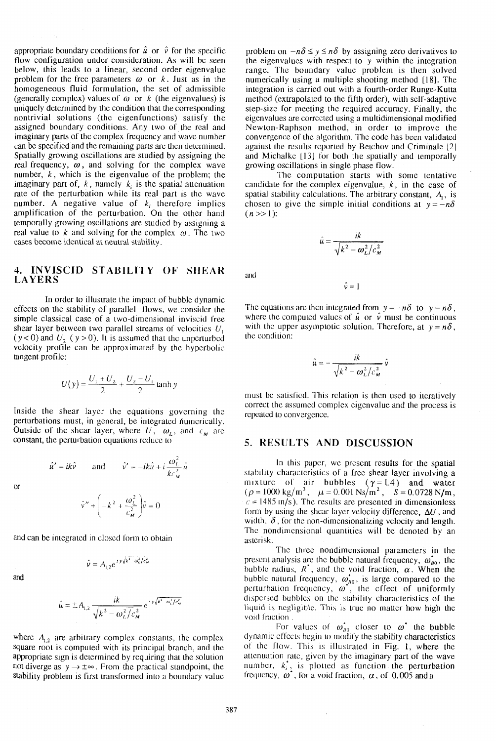appropriate boundary conditions for $\hat{u}$ or $\hat{v}$ for the specific flow configuration under consideration. As will be seen below, this leads to a linear, second order eigenvalue problem for the free parameters $\omega$ or $k$. Just as in the homogeneous fluid formulation, the set of admissible (generally complex) values of $\omega$ or $k$ (the eigenvalues) is uniquely determined by the condition that the corresponding nontrivial solutions (the eigenfunctions) satisfy the assigned boundary conditions. Any two of the real and imaginary parts of the complex frequency and wave number can be specified and the remaining parts are then determined. Spatially growing oscillations are studied by assigning the real frequency, $\omega$, and solving for the complex wave number, $k$, which is the eigenvalue of the problem; the imaginary part of, $k$, namely $k_i$ is the spatial attenuation rate of the perturbation while its real part is the wave number. A negative value of $k_i$ therefore implies amplification of the perturbation. On the other hand temporally growing oscillations are studied by assigning a real value to $k$ and solving for the complex $\omega$. The two cases become identical at neutral stability.

## 4. INVISCID STABILITY OF SHEAR LAYERS

In order to illustrate the impact of bubble dynamic effects on the stability of parallel flows, we consider the simple classical case of a two-dimensional inviscid free shear layer between two parallel streams of velocities $U_1$ ($y<0$) and $U_2$ ($y>0$). It is assumed that the unperturbed velocity profile can be approximated by the hyperbolic tangent profile:

$$U(y)=\frac{U_1+U_2}{2}+\frac{U_2-U_1}{2}\tanh y$$

Inside the shear layer the equations governing the perturbations must, in general, be integrated numerically. Outside of the shear layer, where $U$, $\omega_L$, and $c_M$ are constant, the perturbation equations reduce to

$$\hat{u}'=ik\hat{v} \qquad \text{and} \qquad \hat{v}'=-ik\hat{u}+i\frac{\omega_L^2}{kc_M^2}\hat{u}$$

or

$$\hat{v}''+\left(-k^2+\frac{\omega_L^2}{c_M^2}\right)\hat{v}=0$$

and can be integrated in closed form to obtain

$$\hat{v}=A_{1,2}e^{\mp y\sqrt{k^2-\omega_L^2/c_M^2}}$$

and

$$\hat{u}=\pm A_{1,2}\frac{ik}{\sqrt{k^2-\omega_L^2/c_M^2}}e^{\mp y\sqrt{k^2-\omega_L^2/c_M^2}}$$

where $A_{1,2}$ are arbitrary complex constants, the complex square root is computed with its principal branch, and the appropriate sign is determined by requiring that the solution not diverge as $y\rightarrow\pm\infty$. From the practical standpoint, the stability problem is first transformed into a boundary value problem on $-n\delta\le y\le n\delta$ by assigning zero derivatives to the eigenvalues with respect to $y$ within the integration range. The boundary value problem is then solved numerically using a multiple shooting method [18]. The integration is carried out with a fourth-order Runge-Kutta method (extrapolated to the fifth order), with self-adaptive step-size for meeting the required accuracy. Finally, the eigenvalues are corrected using a multidimensional modified Newton-Raphson method, in order to improve the convergence of the algorithm. The code has been validated against the results reported by Betchov and Criminale [2] and Michalke [13] for both the spatially and temporally growing oscillations in single phase flow.

The computation starts with some tentative candidate for the complex eigenvalue, $k$, in the case of spatial stability calculations. The arbitrary constant, $A_1$, is chosen to give the simple initial conditions at $y=-n\delta$ ($n\gg1$):

$$\hat{u}=\frac{ik}{\sqrt{k^2-\omega_L^2/c_M^2}}$$

and

$$\hat{v}=1$$

The equations are then integrated from $y=-n\delta$ to $y=n\delta$, where the computed values of $\hat{u}$ or $\hat{v}$ must be continuous with the upper asymptotic solution. Therefore, at $y=n\delta$, the condition:

$$\hat{u}=-\frac{ik}{\sqrt{k^2-\omega_L^2/c_M^2}}\hat{v}$$

must be satisfied. This relation is then used to iteratively correct the assumed complex eigenvalue and the process is repeated to convergence.

## 5. RESULTS AND DISCUSSION

In this paper, we present results for the spatial stability characteristics of a free shear layer involving a mixture of air bubbles ($\gamma=1.4$) and water ($\rho=1000\ \text{kg/m}^3$, $\mu=0.001\ \text{Ns/m}^2$, $S=0.0728\ \text{N/m}$, $c=1485\ \text{m/s}$). The results are presented in dimensionless form by using the shear layer velocity difference, $\Delta U$, and width, $\delta$, for the non-dimensionalizing velocity and length. The nondimensional quantities will be denoted by an asterisk.

The three nondimensional parameters in the present analysis are the bubble natural frequency, $\omega_{B0}^*$, the bubble radius, $R^*$, and the void fraction, $\alpha$. When the bubble natural frequency, $\omega_{B0}^*$, is large compared to the perturbation frequency, $\omega^*$, the effect of uniformly dispersed bubbles on the stability characteristics of the liquid is negligible. This is true no matter how high the void fraction.

For values of $\omega_{B0}^*$ closer to $\omega^*$ the bubble dynamic effects begin to modify the stability characteristics of the flow. This is illustrated in Fig. 1, where the attenuation rate, given by the imaginary part of the wave number, $k_i^*$, is plotted as function the perturbation frequency, $\omega^*$, for a void fraction, $\alpha$, of 0.005 and a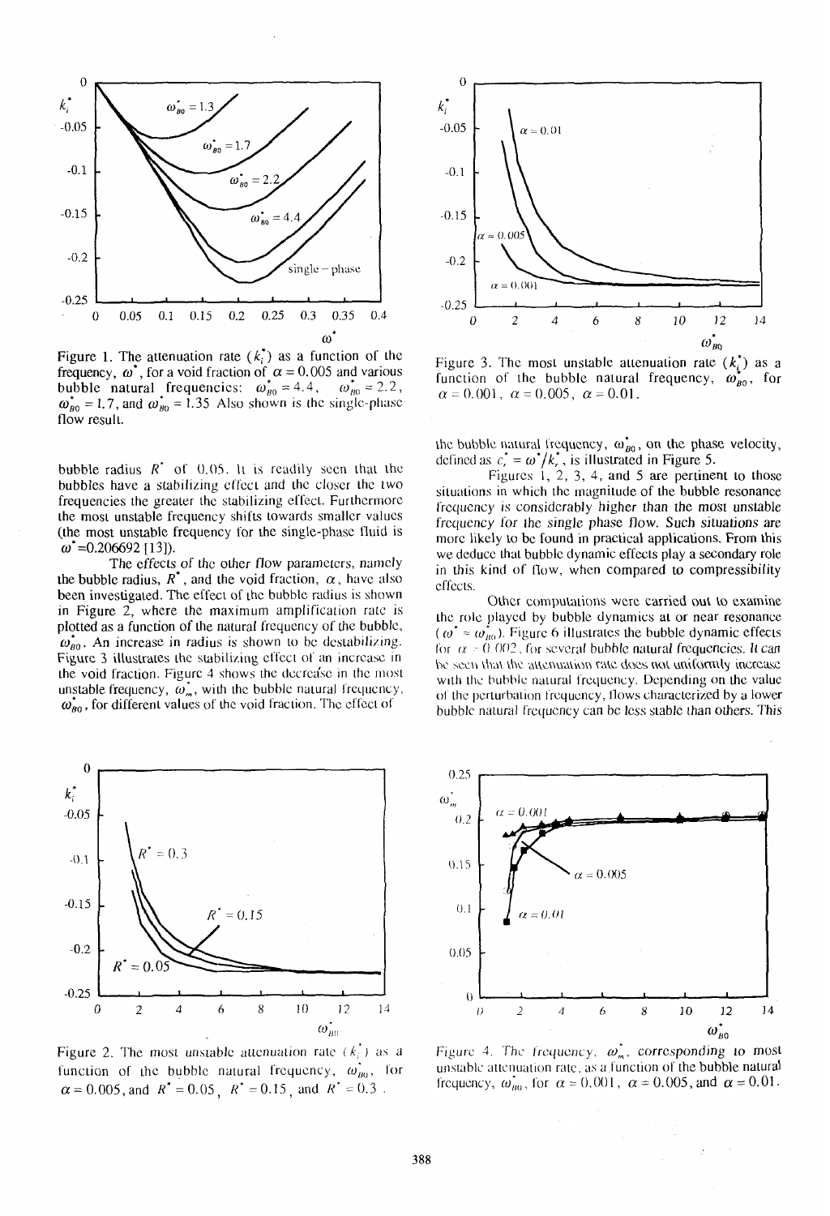Figure 1. The attenuation rate ($k_i^*$) as a function of the frequency, $\omega^*$, for a void fraction of $\alpha = 0.005$ and various bubble natural frequencies: $\omega_{B0}^* = 4.4$, $\omega_{B0}^* = 2.2$, $\omega_{B0}^* = 1.7$, and $\omega_{B0}^* = 1.35$ Also shown is the single-phase flow result.

Figure 2. The most unstable attenuation rate ($k_i^*$) as a function of the bubble natural frequency, $\omega_{B0}^*$, for $\alpha = 0.005$, and $R^* = 0.05$, $R^* = 0.15$, and $R^* = 0.3$.

bubble radius $R^*$ of 0.05. It is readily seen that the bubbles have a stabilizing effect and the closer the two frequencies the greater the stabilizing effect. Furthermore the most unstable frequency shifts towards smaller values (the most unstable frequency for the single-phase fluid is $\omega^*$=0.206692 [13]).

The effects of the other flow parameters, namely the bubble radius, $R^*$, and the void fraction, $\alpha$, have also been investigated. The effect of the bubble radius is shown in Figure 2, where the maximum amplification rate is plotted as a function of the natural frequency of the bubble, $\omega_{B0}^*$. An increase in radius is shown to be destabilizing. Figure 3 illustrates the stabilizing effect of an increase in the void fraction. Figure 4 shows the decrease in the most unstable frequency, $\omega_m^*$, with the bubble natural frequency, $\omega_{B0}^*$, for different values of the void fraction. The effect of the bubble natural frequency, $\omega_{B0}^*$, on the phase velocity, defined as $c_r^* = \omega^*/k_r^*$, is illustrated in Figure 5.

Figure 3. The most unstable attenuation rate ($k_i^*$) as a function of the bubble natural frequency, $\omega_{B0}^*$, for $\alpha = 0.001$, $\alpha = 0.005$, $\alpha = 0.01$.

Figure 4. The frequency, $\omega_m^*$, corresponding to most unstable attenuation rate, as a function of the bubble natural frequency, $\omega_{B0}^*$, for $\alpha = 0.001$, $\alpha = 0.005$, and $\alpha = 0.01$.

Figures 1, 2, 3, 4, and 5 are pertinent to those situations in which the magnitude of the bubble resonance frequency is considerably higher than the most unstable frequency for the single phase flow. Such situations are more likely to be found in practical applications. From this we deduce that bubble dynamic effects play a secondary role in this kind of flow, when compared to compressibility effects.

Other computations were carried out to examine the role played by bubble dynamics at or near resonance ($\omega^* \approx \omega_{B0}^*$). Figure 6 illustrates the bubble dynamic effects for $\alpha = 0.002$, for several bubble natural frequencies. It can be seen that the attenuation rate does not uniformly increase with the bubble natural frequency. Depending on the value of the perturbation frequency, flows characterized by a lower bubble natural frequency can be less stable than others. This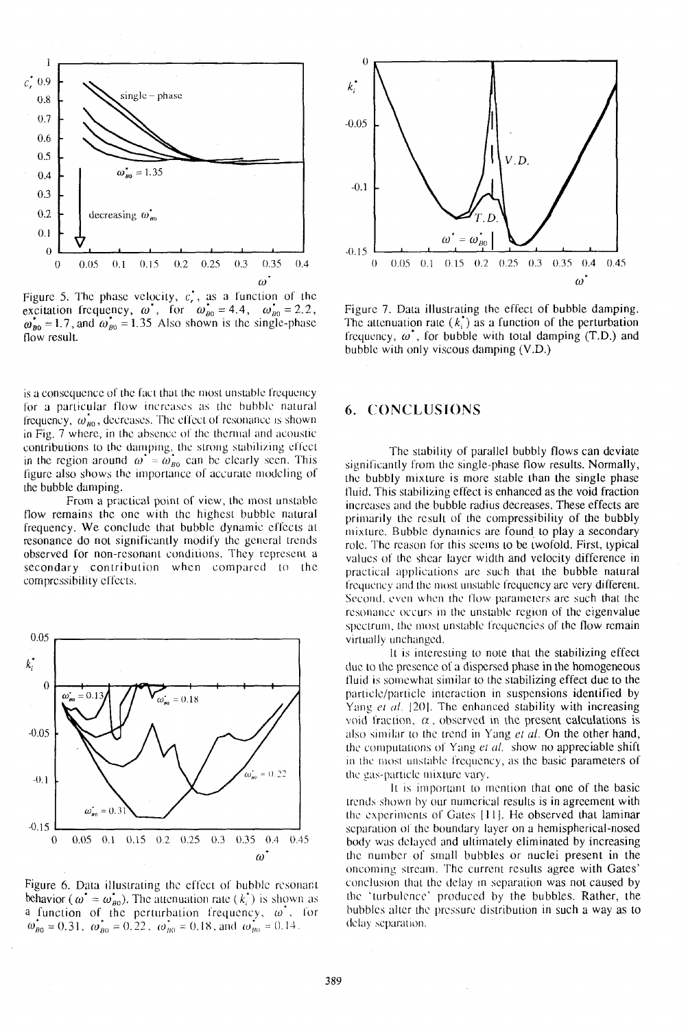1

$c_r^*$ 0.9

0.8

0.7

0.6

0.5

0.4

0.3

0.2

0.1

0

single – phase

$\omega_{B0}^* = 1.35$

decreasing $\omega_{B0}^*$

0 0.05 0.1 0.15 0.2 0.25 0.3 0.35 0.4

$\omega^*$

Figure 5. The phase velocity, $c_r^*$, as a function of the excitation frequency, $\omega^*$, for $\omega_{B0}^* = 4.4$, $\omega_{B0}^* = 2.2$, $\omega_{B0}^* = 1.7$, and $\omega_{B0}^* = 1.35$ Also shown is the single-phase flow result.

0

$k_i^*$

-0.05

-0.1

-0.15

V.D.

T.D.

$\omega^* = \omega_{B0}^*$

0 0.05 0.1 0.15 0.2 0.25 0.3 0.35 0.4 0.45

$\omega^*$

Figure 7. Data illustrating the effect of bubble damping. The attenuation rate ($k_i^*$) as a function of the perturbation frequency, $\omega^*$, for bubble with total damping (T.D.) and bubble with only viscous damping (V.D.)

is a consequence of the fact that the most unstable frequency for a particular flow increases as the bubble natural frequency, $\omega_{B0}^*$, decreases. The effect of resonance is shown in Fig. 7 where, in the absence of the thermal and acoustic contributions to the damping, the strong stabilizing effect in the region around $\omega^* = \omega_{B0}^*$ can be clearly seen. This figure also shows the importance of accurate modeling of the bubble damping.

From a practical point of view, the most unstable flow remains the one with the highest bubble natural frequency. We conclude that bubble dynamic effects at resonance do not significantly modify the general trends observed for non-resonant conditions. They represent a secondary contribution when compared to the compressibility effects.

0.05

$k_i^*$

0

-0.05

-0.1

-0.15

$\omega_{B0}^* = 0.13$

$\omega_{B0}^* = 0.18$

$\omega_{B0}^* = 0.22$

$\omega_{B0}^* = 0.31$

0 0.05 0.1 0.15 0.2 0.25 0.3 0.35 0.4 0.45

$\omega^*$

Figure 6. Data illustrating the effect of bubble resonant behavior ($\omega^* = \omega_{B0}^*$). The attenuation rate ($k_i^*$) is shown as a function of the perturbation frequency, $\omega^*$, for $\omega_{B0}^* = 0.31$, $\omega_{B0}^* = 0.22$, $\omega_{B0}^* = 0.18$, and $\omega_{B0}^* = 0.14$.

## 6. CONCLUSIONS

The stability of parallel bubbly flows can deviate significantly from the single-phase flow results. Normally, the bubbly mixture is more stable than the single phase fluid. This stabilizing effect is enhanced as the void fraction increases and the bubble radius decreases. These effects are primarily the result of the compressibility of the bubbly mixture. Bubble dynamics are found to play a secondary role. The reason for this seems to be twofold. First, typical values of the shear layer width and velocity difference in practical applications are such that the bubble natural frequency and the most unstable frequency are very different. Second, even when the flow parameters are such that the resonance occurs in the unstable region of the eigenvalue spectrum, the most unstable frequencies of the flow remain virtually unchanged.

It is interesting to note that the stabilizing effect due to the presence of a dispersed phase in the homogeneous fluid is somewhat similar to the stabilizing effect due to the particle/particle interaction in suspensions identified by Yang *et al.* [20]. The enhanced stability with increasing void fraction, $\alpha$, observed in the present calculations is also similar to the trend in Yang *et al.* On the other hand, the computations of Yang *et al.* show no appreciable shift in the most unstable frequency, as the basic parameters of the gas-particle mixture vary.

It is important to mention that one of the basic trends shown by our numerical results is in agreement with the experiments of Gates [11]. He observed that laminar separation of the boundary layer on a hemispherical-nosed body was delayed and ultimately eliminated by increasing the number of small bubbles or nuclei present in the oncoming stream. The current results agree with Gates' conclusion that the delay in separation was not caused by the 'turbulence' produced by the bubbles. Rather, the bubbles alter the pressure distribution in such a way as to delay separation.